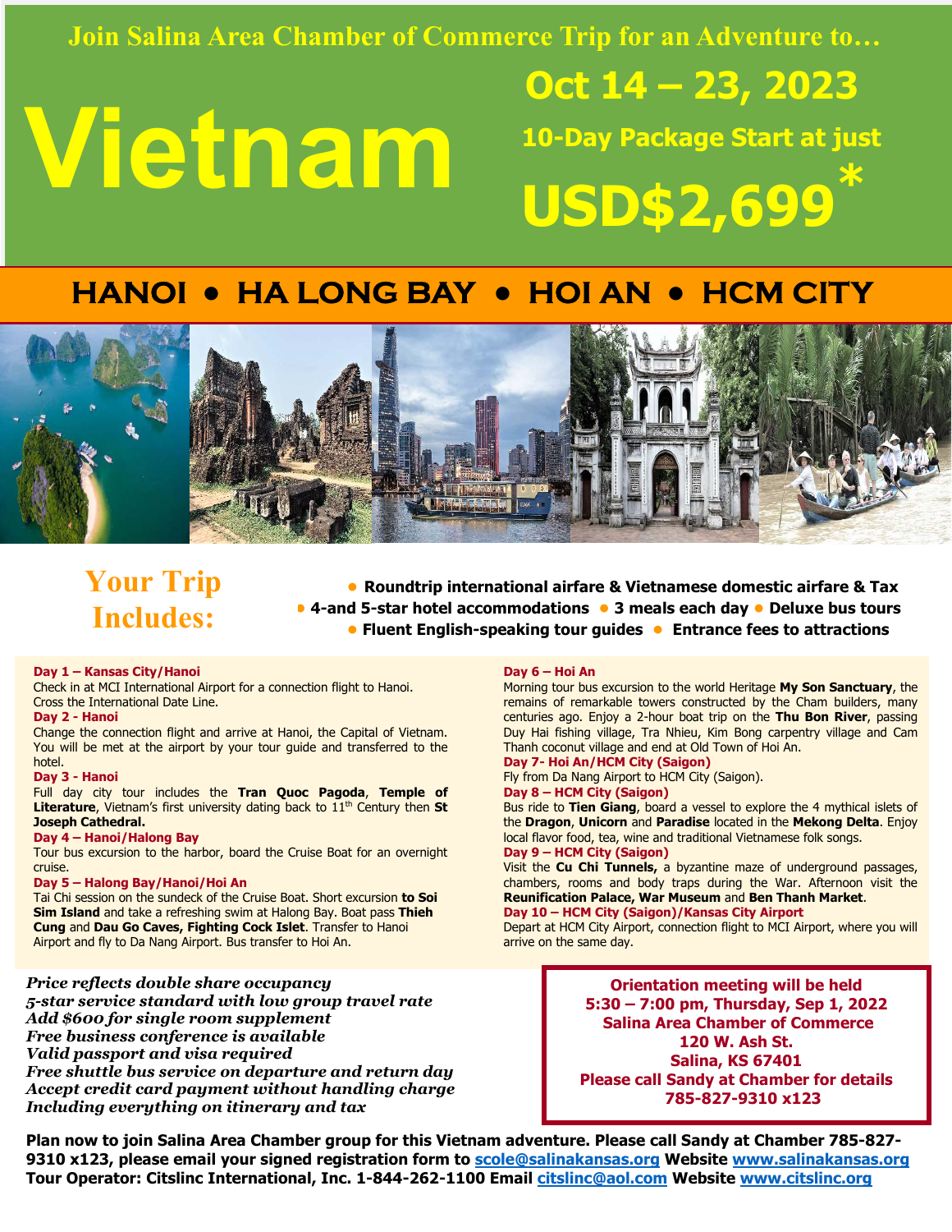Join Salina Area Chamber of Commerce Trip for an Adventure to…

# Vietnam

## Oct 14 – 23, 2023

**10-Day Package Start at just**

## USD$2,699*

## HANOI • HA LONG BAY • HOI AN • HCM CITY

## Your Trip Includes:

- **Roundtrip international airfare & Vietnamese domestic airfare & Tax**
- **4-and 5-star hotel accommodations**
- **3 meals each day**
- **Deluxe bus tours**
- **Fluent English-speaking tour guides**
- **Entrance fees to attractions**

**Day 1 – Kansas City/Hanoi**
Check in at MCI International Airport for a connection flight to Hanoi. Cross the International Date Line.

**Day 2 - Hanoi**
Change the connection flight and arrive at Hanoi, the Capital of Vietnam. You will be met at the airport by your tour guide and transferred to the hotel.

**Day 3 - Hanoi**
Full day city tour includes the **Tran Quoc Pagoda**, **Temple of Literature**, Vietnam's first university dating back to 11th Century then **St Joseph Cathedral.**

**Day 4 – Hanoi/Halong Bay**
Tour bus excursion to the harbor, board the Cruise Boat for an overnight cruise.

**Day 5 – Halong Bay/Hanoi/Hoi An**
Tai Chi session on the sundeck of the Cruise Boat. Short excursion **to Soi Sim Island** and take a refreshing swim at Halong Bay. Boat pass **Thieh Cung** and **Dau Go Caves, Fighting Cock Islet**. Transfer to Hanoi Airport and fly to Da Nang Airport. Bus transfer to Hoi An.

**Day 6 – Hoi An**
Morning tour bus excursion to the world Heritage **My Son Sanctuary**, the remains of remarkable towers constructed by the Cham builders, many centuries ago. Enjoy a 2-hour boat trip on the **Thu Bon River**, passing Duy Hai fishing village, Tra Nhieu, Kim Bong carpentry village and Cam Thanh coconut village and end at Old Town of Hoi An.

**Day 7- Hoi An/HCM City (Saigon)**
Fly from Da Nang Airport to HCM City (Saigon).

**Day 8 – HCM City (Saigon)**
Bus ride to **Tien Giang**, board a vessel to explore the 4 mythical islets of the **Dragon**, **Unicorn** and **Paradise** located in the **Mekong Delta**. Enjoy local flavor food, tea, wine and traditional Vietnamese folk songs.

**Day 9 – HCM City (Saigon)**
Visit the **Cu Chi Tunnels,** a byzantine maze of underground passages, chambers, rooms and body traps during the War. Afternoon visit the **Reunification Palace, War Museum** and **Ben Thanh Market**.

**Day 10 – HCM City (Saigon)/Kansas City Airport**
Depart at HCM City Airport, connection flight to MCI Airport, where you will arrive on the same day.

*Price reflects double share occupancy*
*5-star service standard with low group travel rate*
*Add $600 for single room supplement*
*Free business conference is available*
*Valid passport and visa required*
*Free shuttle bus service on departure and return day*
*Accept credit card payment without handling charge*
*Including everything on itinerary and tax*

**Orientation meeting will be held**
**5:30 – 7:00 pm, Thursday, Sep 1, 2022**
**Salina Area Chamber of Commerce**
**120 W. Ash St.**
**Salina, KS 67401**
**Please call Sandy at Chamber for details**
**785-827-9310 x123**

**Plan now to join Salina Area Chamber group for this Vietnam adventure. Please call Sandy at Chamber 785-827-9310 x123, please email your signed registration form to scole@salinakansas.org Website www.salinakansas.org**
**Tour Operator: Citslinc International, Inc. 1-844-262-1100 Email citslinc@aol.com Website www.citslinc.org**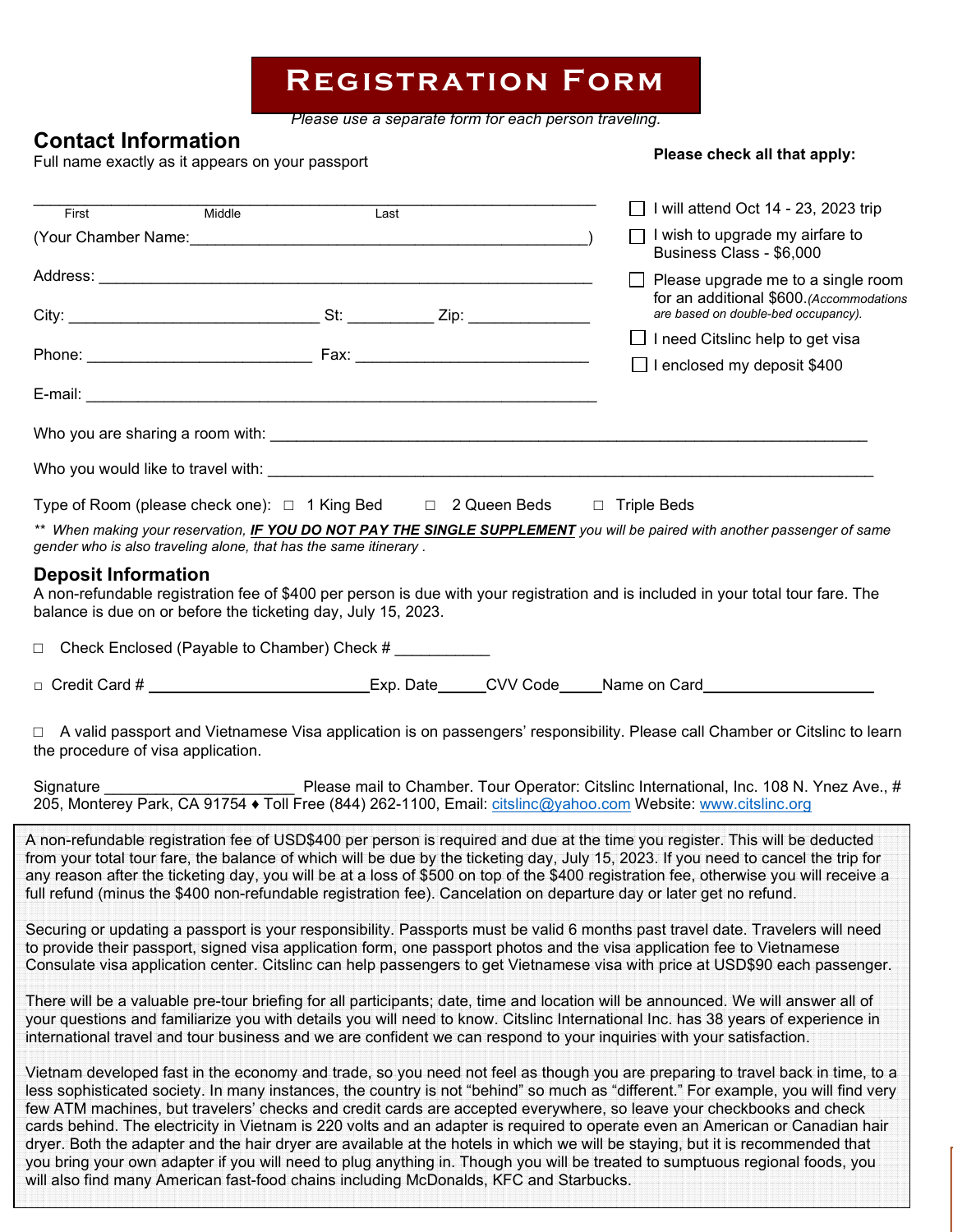# Registration Form

*Please use a separate form for each person traveling.*

## Contact Information

Full name exactly as it appears on your passport

_______________________________________________

First Middle Last

(Your Chamber Name:_______________________________________)

Address: _______________________________________________

City: ___________________________ St: _________ Zip: _____________

Phone: ________________________ Fax: __________________________

E-mail: _______________________________________________

**Please check all that apply:**

☐ I will attend Oct 14 - 23, 2023 trip

☐ I wish to upgrade my airfare to Business Class - $6,000

☐ Please upgrade me to a single room for an additional $600.*(Accommodations are based on double-bed occupancy).*

☐ I need Citslinc help to get visa

☐ I enclosed my deposit $400

Who you are sharing a room with: _______________________________________________

Who you would like to travel with: _______________________________________________

Type of Room (please check one): ☐ 1 King Bed ☐ 2 Queen Beds ☐ Triple Beds

*** When making your reservation, **<u>IF YOU DO NOT PAY THE SINGLE SUPPLEMENT</u>** you will be paired with another passenger of same gender who is also traveling alone, that has the same itinerary .*

## Deposit Information

A non-refundable registration fee of $400 per person is due with your registration and is included in your total tour fare. The balance is due on or before the ticketing day, July 15, 2023.

☐ Check Enclosed (Payable to Chamber) Check # ___________

☐ Credit Card # _________________________ Exp. Date_____ CVV Code_____ Name on Card___________________

☐ A valid passport and Vietnamese Visa application is on passengers' responsibility. Please call Chamber or Citslinc to learn the procedure of visa application.

Signature ______________________ Please mail to Chamber. Tour Operator: Citslinc International, Inc. 108 N. Ynez Ave., # 205, Monterey Park, CA 91754 ♦ Toll Free (844) 262-1100, Email: citslinc@yahoo.com Website: www.citslinc.org

A non-refundable registration fee of USD$400 per person is required and due at the time you register. This will be deducted from your total tour fare, the balance of which will be due by the ticketing day, July 15, 2023. If you need to cancel the trip for any reason after the ticketing day, you will be at a loss of $500 on top of the $400 registration fee, otherwise you will receive a full refund (minus the $400 non-refundable registration fee). Cancelation on departure day or later get no refund.

Securing or updating a passport is your responsibility. Passports must be valid 6 months past travel date. Travelers will need to provide their passport, signed visa application form, one passport photos and the visa application fee to Vietnamese Consulate visa application center. Citslinc can help passengers to get Vietnamese visa with price at USD$90 each passenger.

There will be a valuable pre-tour briefing for all participants; date, time and location will be announced. We will answer all of your questions and familiarize you with details you will need to know. Citslinc International Inc. has 38 years of experience in international travel and tour business and we are confident we can respond to your inquiries with your satisfaction.

Vietnam developed fast in the economy and trade, so you need not feel as though you are preparing to travel back in time, to a less sophisticated society. In many instances, the country is not "behind" so much as "different." For example, you will find very few ATM machines, but travelers' checks and credit cards are accepted everywhere, so leave your checkbooks and check cards behind. The electricity in Vietnam is 220 volts and an adapter is required to operate even an American or Canadian hair dryer. Both the adapter and the hair dryer are available at the hotels in which we will be staying, but it is recommended that you bring your own adapter if you will need to plug anything in. Though you will be treated to sumptuous regional foods, you will also find many American fast-food chains including McDonalds, KFC and Starbucks.